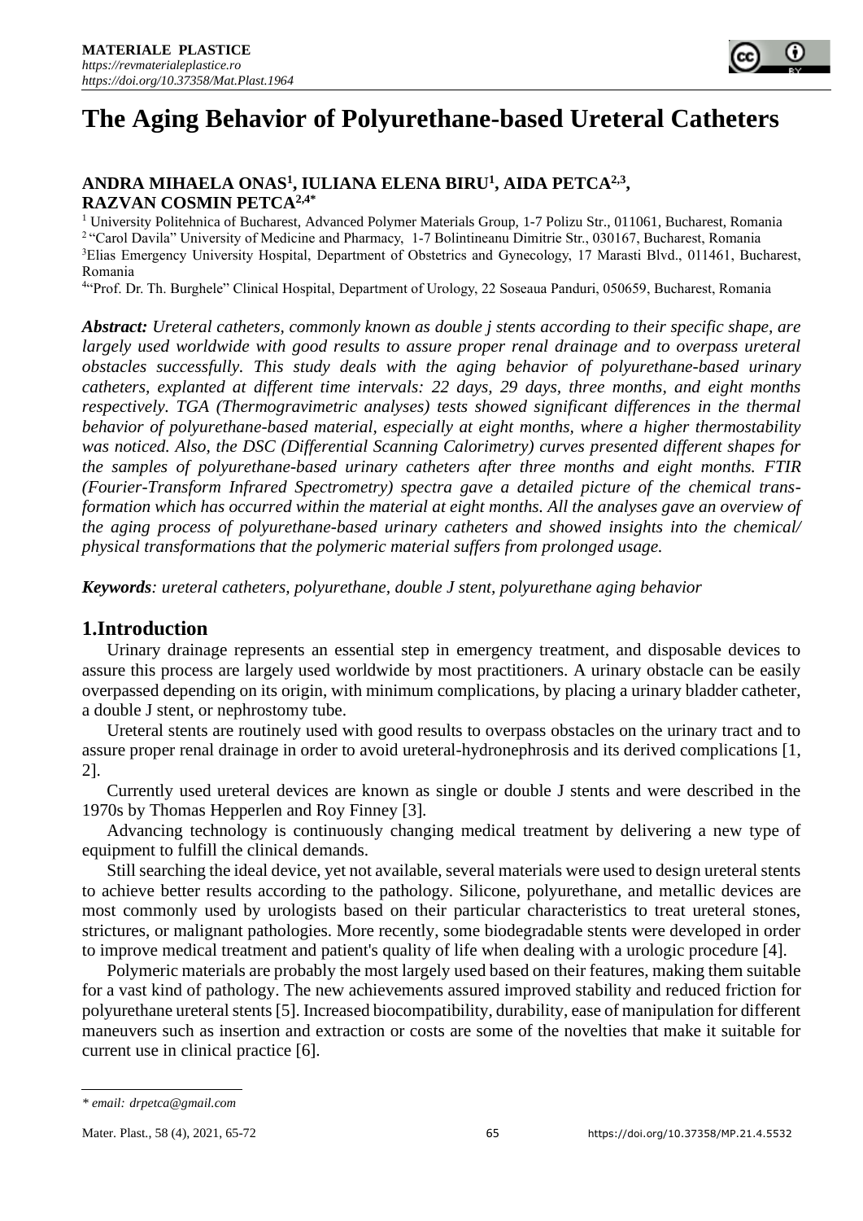# The Aging Behavior of Polyurethane-based Ureteral Catheters

**ANDRA MIHAELA ONAS[1], IULIANA ELENA BIRU[1], AIDA PETCA[2,3], RAZVAN COSMIN PETCA[2,4*]**

[1] University Politehnica of Bucharest, Advanced Polymer Materials Group, 1-7 Polizu Str., 011061, Bucharest, Romania
[2] "Carol Davila" University of Medicine and Pharmacy, 1-7 Bolintineanu Dimitrie Str., 030167, Bucharest, Romania
[3] Elias Emergency University Hospital, Department of Obstetrics and Gynecology, 17 Marasti Blvd., 011461, Bucharest, Romania
[4] "Prof. Dr. Th. Burghele" Clinical Hospital, Department of Urology, 22 Soseaua Panduri, 050659, Bucharest, Romania

***Abstract:*** *Ureteral catheters, commonly known as double j stents according to their specific shape, are largely used worldwide with good results to assure proper renal drainage and to overpass ureteral obstacles successfully. This study deals with the aging behavior of polyurethane-based urinary catheters, explanted at different time intervals: 22 days, 29 days, three months, and eight months respectively. TGA (Thermogravimetric analyses) tests showed significant differences in the thermal behavior of polyurethane-based material, especially at eight months, where a higher thermostability was noticed. Also, the DSC (Differential Scanning Calorimetry) curves presented different shapes for the samples of polyurethane-based urinary catheters after three months and eight months. FTIR (Fourier-Transform Infrared Spectrometry) spectra gave a detailed picture of the chemical trans-formation which has occurred within the material at eight months. All the analyses gave an overview of the aging process of polyurethane-based urinary catheters and showed insights into the chemical/ physical transformations that the polymeric material suffers from prolonged usage.*

***Keywords****: ureteral catheters, polyurethane, double J stent, polyurethane aging behavior*

## 1.Introduction

Urinary drainage represents an essential step in emergency treatment, and disposable devices to assure this process are largely used worldwide by most practitioners. A urinary obstacle can be easily overpassed depending on its origin, with minimum complications, by placing a urinary bladder catheter, a double J stent, or nephrostomy tube.

Ureteral stents are routinely used with good results to overpass obstacles on the urinary tract and to assure proper renal drainage in order to avoid ureteral-hydronephrosis and its derived complications [1, 2].

Currently used ureteral devices are known as single or double J stents and were described in the 1970s by Thomas Hepperlen and Roy Finney [3].

Advancing technology is continuously changing medical treatment by delivering a new type of equipment to fulfill the clinical demands.

Still searching the ideal device, yet not available, several materials were used to design ureteral stents to achieve better results according to the pathology. Silicone, polyurethane, and metallic devices are most commonly used by urologists based on their particular characteristics to treat ureteral stones, strictures, or malignant pathologies. More recently, some biodegradable stents were developed in order to improve medical treatment and patient's quality of life when dealing with a urologic procedure [4].

Polymeric materials are probably the most largely used based on their features, making them suitable for a vast kind of pathology. The new achievements assured improved stability and reduced friction for polyurethane ureteral stents [5]. Increased biocompatibility, durability, ease of manipulation for different maneuvers such as insertion and extraction or costs are some of the novelties that make it suitable for current use in clinical practice [6].

*\* email: drpetca@gmail.com*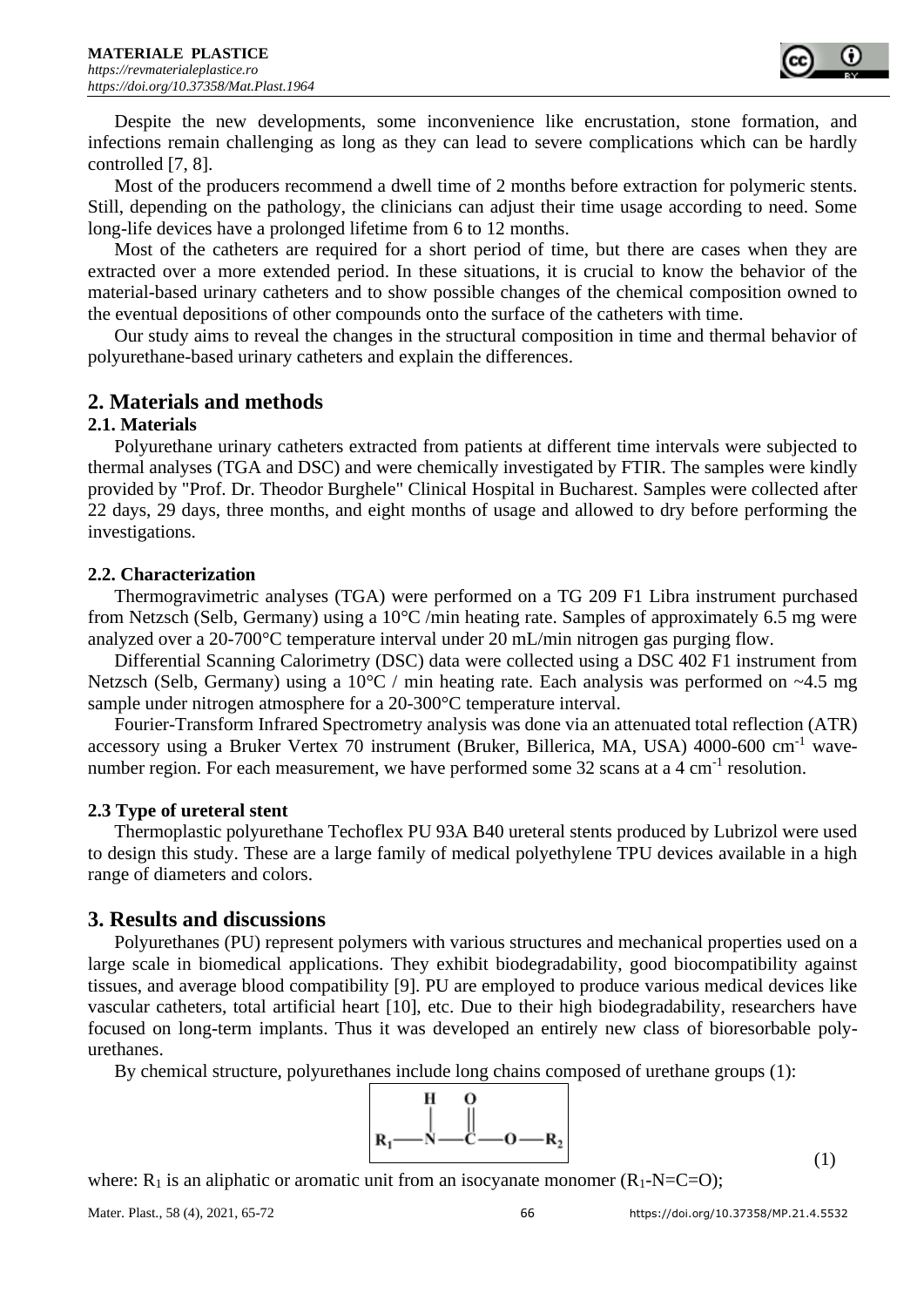Despite the new developments, some inconvenience like encrustation, stone formation, and infections remain challenging as long as they can lead to severe complications which can be hardly controlled [7, 8].

Most of the producers recommend a dwell time of 2 months before extraction for polymeric stents. Still, depending on the pathology, the clinicians can adjust their time usage according to need. Some long-life devices have a prolonged lifetime from 6 to 12 months.

Most of the catheters are required for a short period of time, but there are cases when they are extracted over a more extended period. In these situations, it is crucial to know the behavior of the material-based urinary catheters and to show possible changes of the chemical composition owned to the eventual depositions of other compounds onto the surface of the catheters with time.

Our study aims to reveal the changes in the structural composition in time and thermal behavior of polyurethane-based urinary catheters and explain the differences.

## 2. Materials and methods

### 2.1. Materials

Polyurethane urinary catheters extracted from patients at different time intervals were subjected to thermal analyses (TGA and DSC) and were chemically investigated by FTIR. The samples were kindly provided by "Prof. Dr. Theodor Burghele" Clinical Hospital in Bucharest. Samples were collected after 22 days, 29 days, three months, and eight months of usage and allowed to dry before performing the investigations.

### 2.2. Characterization

Thermogravimetric analyses (TGA) were performed on a TG 209 F1 Libra instrument purchased from Netzsch (Selb, Germany) using a 10°C /min heating rate. Samples of approximately 6.5 mg were analyzed over a 20-700°C temperature interval under 20 mL/min nitrogen gas purging flow.

Differential Scanning Calorimetry (DSC) data were collected using a DSC 402 F1 instrument from Netzsch (Selb, Germany) using a 10°C / min heating rate. Each analysis was performed on ~4.5 mg sample under nitrogen atmosphere for a 20-300°C temperature interval.

Fourier-Transform Infrared Spectrometry analysis was done via an attenuated total reflection (ATR) accessory using a Bruker Vertex 70 instrument (Bruker, Billerica, MA, USA) 4000-600 $cm^{-1}$ wave-number region. For each measurement, we have performed some 32 scans at a 4 $cm^{-1}$ resolution.

### 2.3 Type of ureteral stent

Thermoplastic polyurethane Techoflex PU 93A B40 ureteral stents produced by Lubrizol were used to design this study. These are a large family of medical polyethylene TPU devices available in a high range of diameters and colors.

## 3. Results and discussions

Polyurethanes (PU) represent polymers with various structures and mechanical properties used on a large scale in biomedical applications. They exhibit biodegradability, good biocompatibility against tissues, and average blood compatibility [9]. PU are employed to produce various medical devices like vascular catheters, total artificial heart [10], etc. Due to their high biodegradability, researchers have focused on long-term implants. Thus it was developed an entirely new class of bioresorbable poly-urethanes.

By chemical structure, polyurethanes include long chains composed of urethane groups (1):

$$R_1-\overset{\displaystyle H}{\underset{}{\overset{|}{N}}}-\overset{\displaystyle O}{\overset{\|}{C}}-O-R_2 \qquad (1)$$

where: $R_1$ is an aliphatic or aromatic unit from an isocyanate monomer ($R_1$-N=C=O);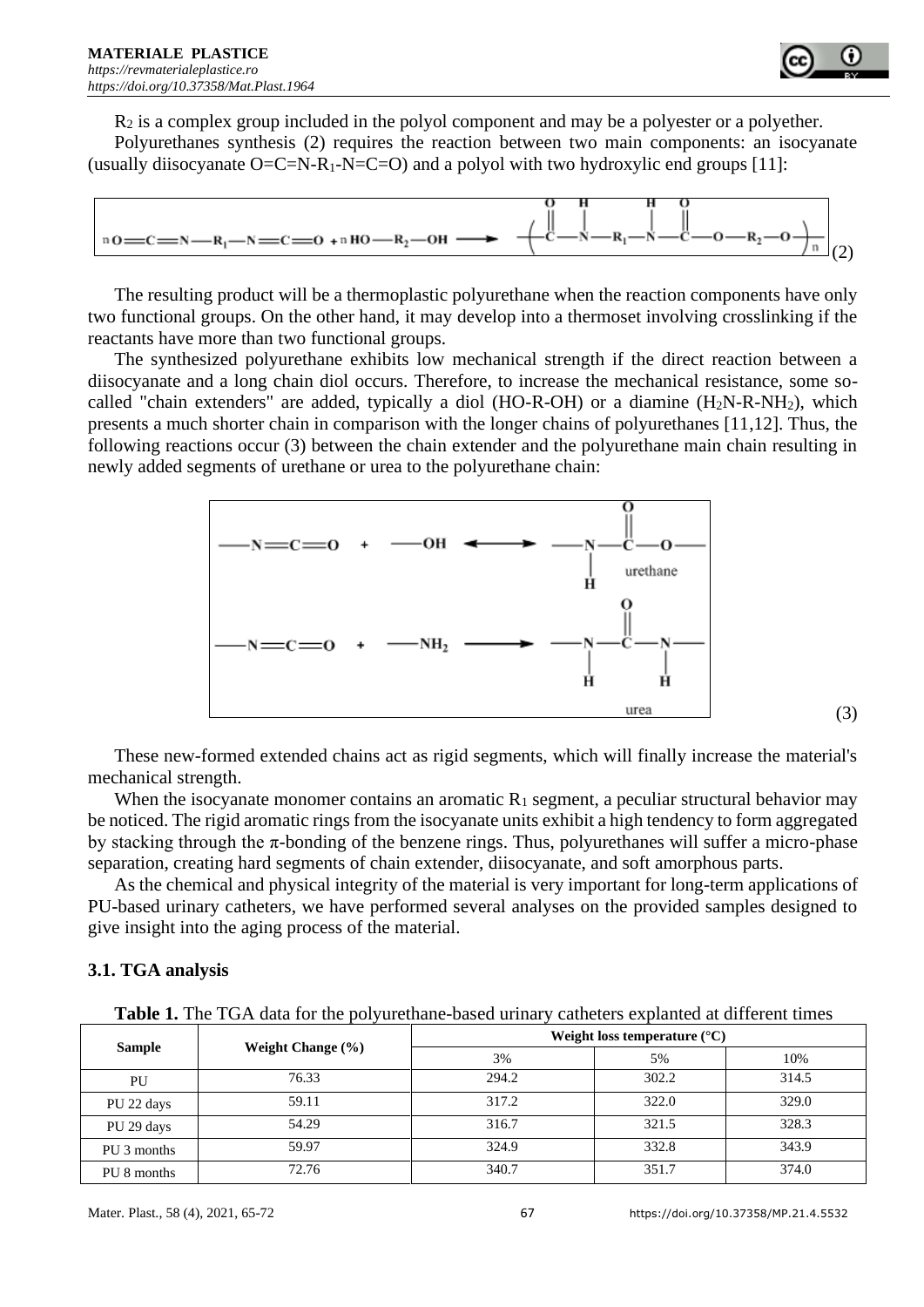$R_2$ is a complex group included in the polyol component and may be a polyester or a polyether.

Polyurethanes synthesis (2) requires the reaction between two main components: an isocyanate (usually diisocyanate $O{=}C{=}N{-}R_1{-}N{=}C{=}O$) and a polyol with two hydroxylic end groups [11]:

$$n\,O{=}C{=}N{-}R_1{-}N{=}C{=}O + n\,HO{-}R_2{-}OH \longrightarrow \left[ -\overset{O}{\overset{\|}{C}}-\overset{H}{\overset{|}{N}}-R_1-\overset{H}{\overset{|}{N}}-\overset{O}{\overset{\|}{C}}-O-R_2-O- \right]_n \quad (2)$$

The resulting product will be a thermoplastic polyurethane when the reaction components have only two functional groups. On the other hand, it may develop into a thermoset involving crosslinking if the reactants have more than two functional groups.

The synthesized polyurethane exhibits low mechanical strength if the direct reaction between a diisocyanate and a long chain diol occurs. Therefore, to increase the mechanical resistance, some so-called "chain extenders" are added, typically a diol (HO-R-OH) or a diamine ($H_2N$-R-$NH_2$), which presents a much shorter chain in comparison with the longer chains of polyurethanes [11,12]. Thus, the following reactions occur (3) between the chain extender and the polyurethane main chain resulting in newly added segments of urethane or urea to the polyurethane chain:

$$-N{=}C{=}O + -OH \longleftrightarrow -\underset{H}{\underset{|}{N}}-\overset{O}{\overset{\|}{C}}-O- \quad \text{urethane}$$

$$-N{=}C{=}O + -NH_2 \longrightarrow -\underset{H}{\underset{|}{N}}-\overset{O}{\overset{\|}{C}}-\underset{H}{\underset{|}{N}}- \quad \text{urea} \quad (3)$$

These new-formed extended chains act as rigid segments, which will finally increase the material's mechanical strength.

When the isocyanate monomer contains an aromatic $R_1$ segment, a peculiar structural behavior may be noticed. The rigid aromatic rings from the isocyanate units exhibit a high tendency to form aggregated by stacking through the π-bonding of the benzene rings. Thus, polyurethanes will suffer a micro-phase separation, creating hard segments of chain extender, diisocyanate, and soft amorphous parts.

As the chemical and physical integrity of the material is very important for long-term applications of PU-based urinary catheters, we have performed several analyses on the provided samples designed to give insight into the aging process of the material.

### 3.1. TGA analysis

**Table 1.** The TGA data for the polyurethane-based urinary catheters explanted at different times

| Sample | Weight Change (%) | Weight loss temperature (°C) | | |
|---|---|---|---|---|
| | | 3% | 5% | 10% |
| PU | 76.33 | 294.2 | 302.2 | 314.5 |
| PU 22 days | 59.11 | 317.2 | 322.0 | 329.0 |
| PU 29 days | 54.29 | 316.7 | 321.5 | 328.3 |
| PU 3 months | 59.97 | 324.9 | 332.8 | 343.9 |
| PU 8 months | 72.76 | 340.7 | 351.7 | 374.0 |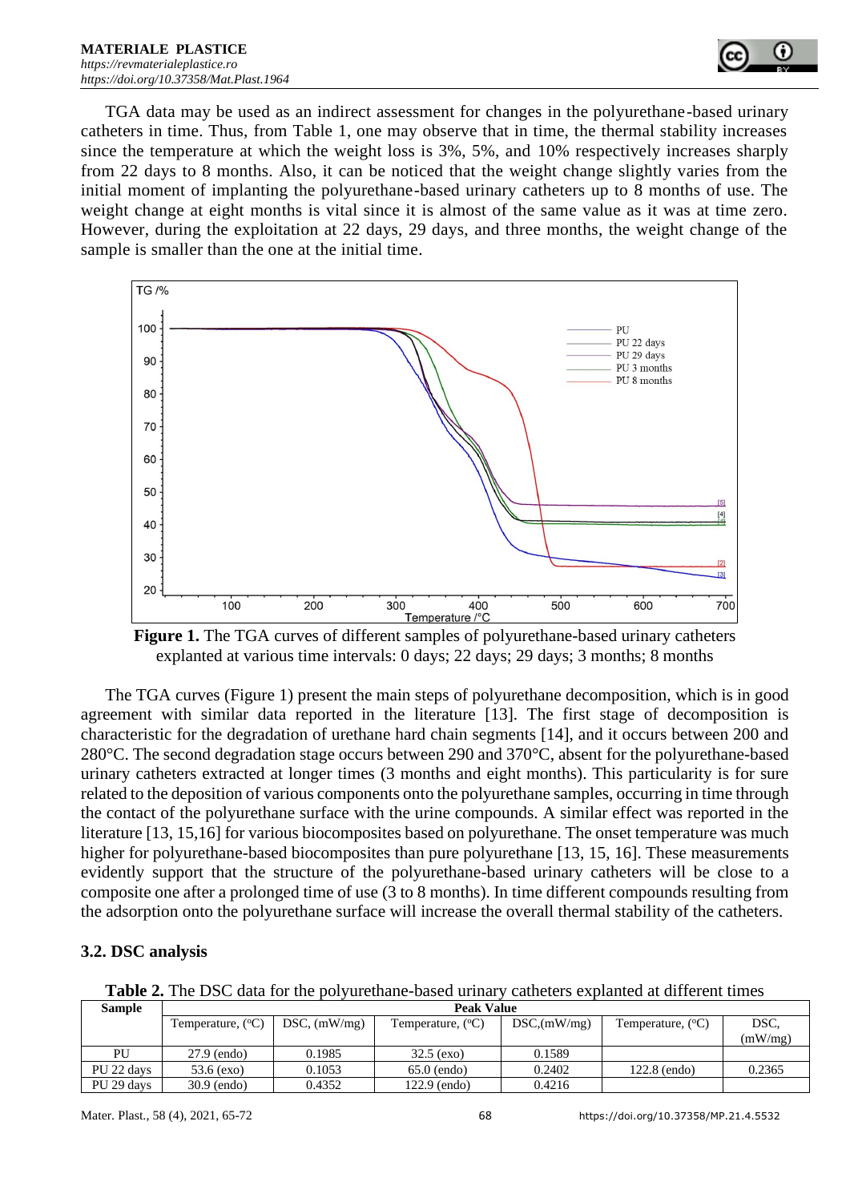TGA data may be used as an indirect assessment for changes in the polyurethane-based urinary catheters in time. Thus, from Table 1, one may observe that in time, the thermal stability increases since the temperature at which the weight loss is 3%, 5%, and 10% respectively increases sharply from 22 days to 8 months. Also, it can be noticed that the weight change slightly varies from the initial moment of implanting the polyurethane-based urinary catheters up to 8 months of use. The weight change at eight months is vital since it is almost of the same value as it was at time zero. However, during the exploitation at 22 days, 29 days, and three months, the weight change of the sample is smaller than the one at the initial time.

**Figure 1.** The TGA curves of different samples of polyurethane-based urinary catheters explanted at various time intervals: 0 days; 22 days; 29 days; 3 months; 8 months

The TGA curves (Figure 1) present the main steps of polyurethane decomposition, which is in good agreement with similar data reported in the literature [13]. The first stage of decomposition is characteristic for the degradation of urethane hard chain segments [14], and it occurs between 200 and 280°C. The second degradation stage occurs between 290 and 370°C, absent for the polyurethane-based urinary catheters extracted at longer times (3 months and eight months). This particularity is for sure related to the deposition of various components onto the polyurethane samples, occurring in time through the contact of the polyurethane surface with the urine compounds. A similar effect was reported in the literature [13, 15,16] for various biocomposites based on polyurethane. The onset temperature was much higher for polyurethane-based biocomposites than pure polyurethane [13, 15, 16]. These measurements evidently support that the structure of the polyurethane-based urinary catheters will be close to a composite one after a prolonged time of use (3 to 8 months). In time different compounds resulting from the adsorption onto the polyurethane surface will increase the overall thermal stability of the catheters.

### 3.2. DSC analysis

**Table 2.** The DSC data for the polyurethane-based urinary catheters explanted at different times

| Sample | Peak Value | | | | | |
|---|---|---|---|---|---|---|
| | Temperature, (°C) | DSC, (mW/mg) | Temperature, (°C) | DSC,(mW/mg) | Temperature, (°C) | DSC, (mW/mg) |
| PU | 27.9 (endo) | 0.1985 | 32.5 (exo) | 0.1589 | | |
| PU 22 days | 53.6 (exo) | 0.1053 | 65.0 (endo) | 0.2402 | 122.8 (endo) | 0.2365 |
| PU 29 days | 30.9 (endo) | 0.4352 | 122.9 (endo) | 0.4216 | | |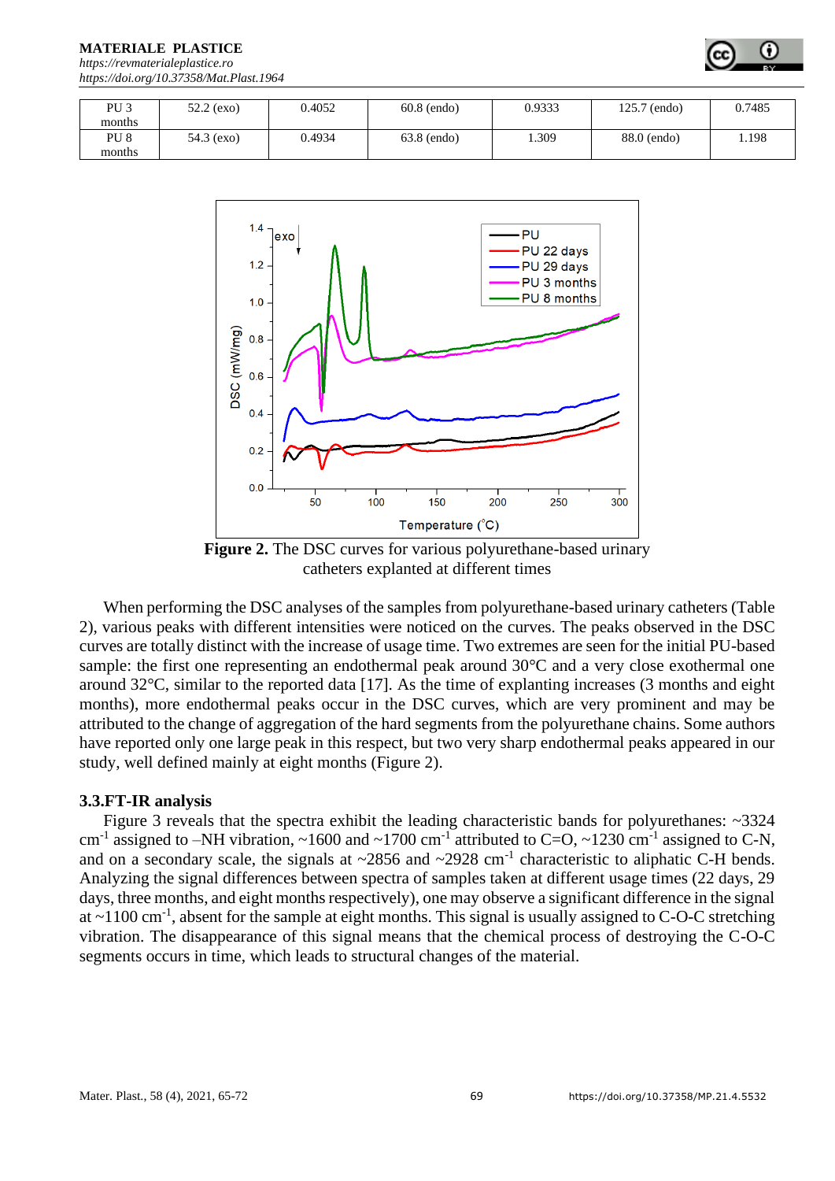| PU 3 months | 52.2 (exo) | 0.4052 | 60.8 (endo) | 0.9333 | 125.7 (endo) | 0.7485 |
|---|---|---|---|---|---|---|
| PU 8 months | 54.3 (exo) | 0.4934 | 63.8 (endo) | 1.309 | 88.0 (endo) | 1.198 |

**Figure 2.** The DSC curves for various polyurethane-based urinary catheters explanted at different times

When performing the DSC analyses of the samples from polyurethane-based urinary catheters (Table 2), various peaks with different intensities were noticed on the curves. The peaks observed in the DSC curves are totally distinct with the increase of usage time. Two extremes are seen for the initial PU-based sample: the first one representing an endothermal peak around 30°C and a very close exothermal one around 32°C, similar to the reported data [17]. As the time of explanting increases (3 months and eight months), more endothermal peaks occur in the DSC curves, which are very prominent and may be attributed to the change of aggregation of the hard segments from the polyurethane chains. Some authors have reported only one large peak in this respect, but two very sharp endothermal peaks appeared in our study, well defined mainly at eight months (Figure 2).

### 3.3.FT-IR analysis

Figure 3 reveals that the spectra exhibit the leading characteristic bands for polyurethanes: ~3324 $cm^{-1}$ assigned to –NH vibration, ~1600 and ~1700 $cm^{-1}$ attributed to C=O, ~1230 $cm^{-1}$ assigned to C-N, and on a secondary scale, the signals at ~2856 and ~2928 $cm^{-1}$ characteristic to aliphatic C-H bends. Analyzing the signal differences between spectra of samples taken at different usage times (22 days, 29 days, three months, and eight months respectively), one may observe a significant difference in the signal at ~1100 $cm^{-1}$, absent for the sample at eight months. This signal is usually assigned to C-O-C stretching vibration. The disappearance of this signal means that the chemical process of destroying the C-O-C segments occurs in time, which leads to structural changes of the material.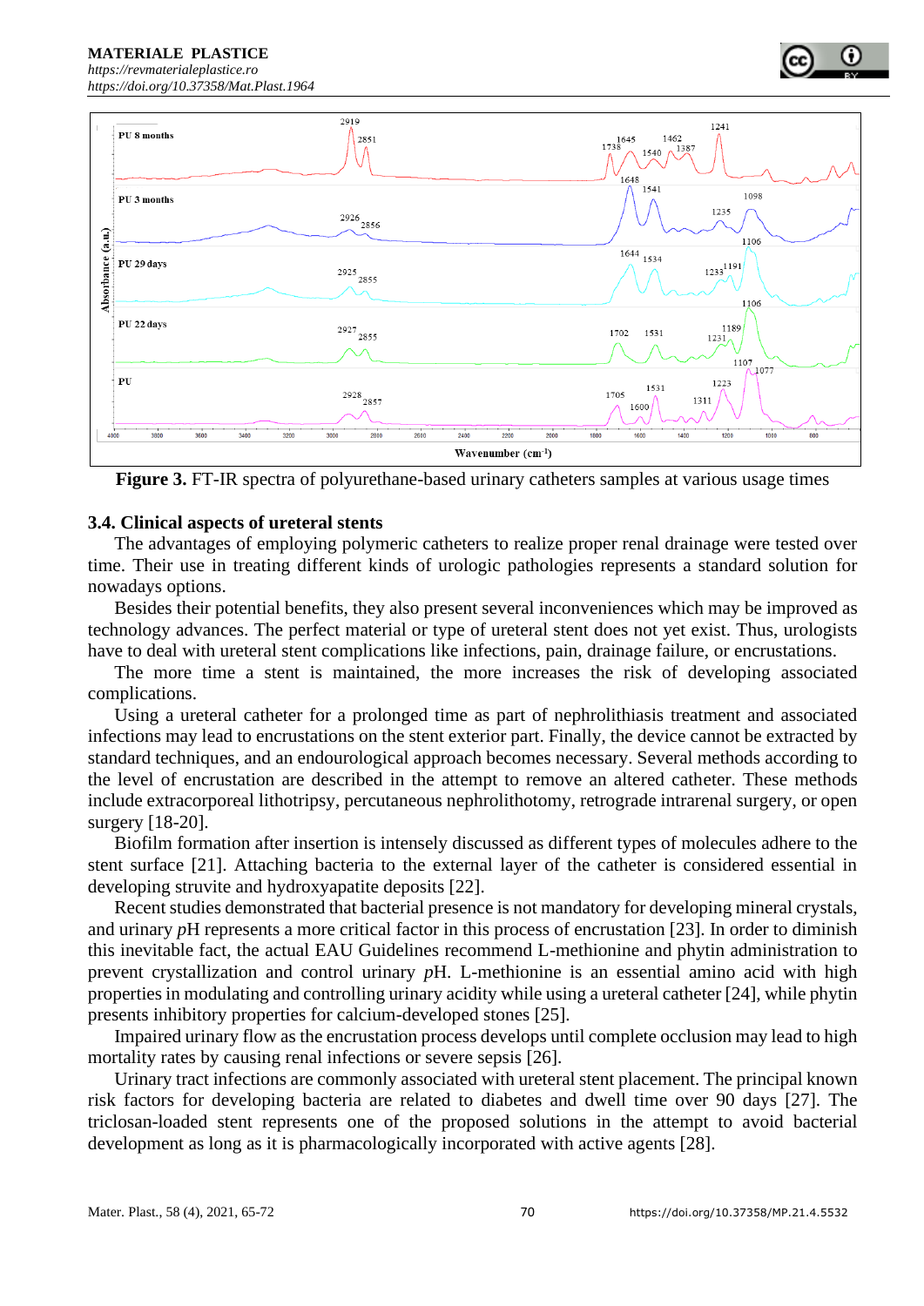**Figure 3.** FT-IR spectra of polyurethane-based urinary catheters samples at various usage times

### 3.4. Clinical aspects of ureteral stents

The advantages of employing polymeric catheters to realize proper renal drainage were tested over time. Their use in treating different kinds of urologic pathologies represents a standard solution for nowadays options.

Besides their potential benefits, they also present several inconveniences which may be improved as technology advances. The perfect material or type of ureteral stent does not yet exist. Thus, urologists have to deal with ureteral stent complications like infections, pain, drainage failure, or encrustations.

The more time a stent is maintained, the more increases the risk of developing associated complications.

Using a ureteral catheter for a prolonged time as part of nephrolithiasis treatment and associated infections may lead to encrustations on the stent exterior part. Finally, the device cannot be extracted by standard techniques, and an endourological approach becomes necessary. Several methods according to the level of encrustation are described in the attempt to remove an altered catheter. These methods include extracorporeal lithotripsy, percutaneous nephrolithotomy, retrograde intrarenal surgery, or open surgery [18-20].

Biofilm formation after insertion is intensely discussed as different types of molecules adhere to the stent surface [21]. Attaching bacteria to the external layer of the catheter is considered essential in developing struvite and hydroxyapatite deposits [22].

Recent studies demonstrated that bacterial presence is not mandatory for developing mineral crystals, and urinary *p*H represents a more critical factor in this process of encrustation [23]. In order to diminish this inevitable fact, the actual EAU Guidelines recommend L-methionine and phytin administration to prevent crystallization and control urinary *p*H. L-methionine is an essential amino acid with high properties in modulating and controlling urinary acidity while using a ureteral catheter [24], while phytin presents inhibitory properties for calcium-developed stones [25].

Impaired urinary flow as the encrustation process develops until complete occlusion may lead to high mortality rates by causing renal infections or severe sepsis [26].

Urinary tract infections are commonly associated with ureteral stent placement. The principal known risk factors for developing bacteria are related to diabetes and dwell time over 90 days [27]. The triclosan-loaded stent represents one of the proposed solutions in the attempt to avoid bacterial development as long as it is pharmacologically incorporated with active agents [28].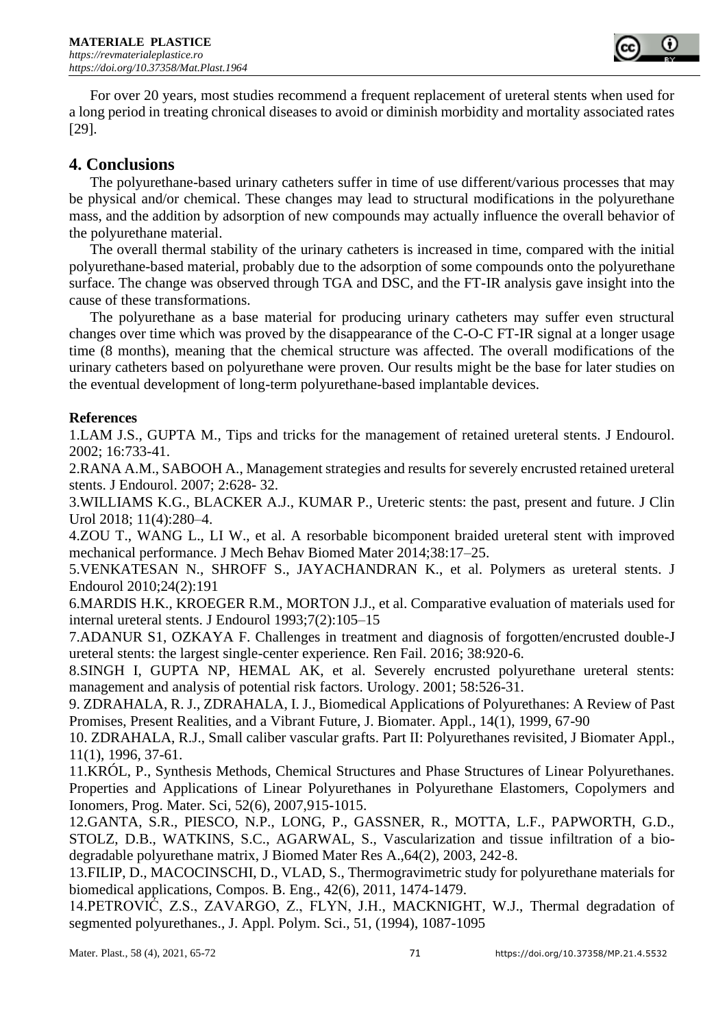For over 20 years, most studies recommend a frequent replacement of ureteral stents when used for a long period in treating chronical diseases to avoid or diminish morbidity and mortality associated rates [29].

## 4. Conclusions

The polyurethane-based urinary catheters suffer in time of use different/various processes that may be physical and/or chemical. These changes may lead to structural modifications in the polyurethane mass, and the addition by adsorption of new compounds may actually influence the overall behavior of the polyurethane material.

The overall thermal stability of the urinary catheters is increased in time, compared with the initial polyurethane-based material, probably due to the adsorption of some compounds onto the polyurethane surface. The change was observed through TGA and DSC, and the FT-IR analysis gave insight into the cause of these transformations.

The polyurethane as a base material for producing urinary catheters may suffer even structural changes over time which was proved by the disappearance of the C-O-C FT-IR signal at a longer usage time (8 months), meaning that the chemical structure was affected. The overall modifications of the urinary catheters based on polyurethane were proven. Our results might be the base for later studies on the eventual development of long-term polyurethane-based implantable devices.

**References**

1.LAM J.S., GUPTA M., Tips and tricks for the management of retained ureteral stents. J Endourol. 2002; 16:733-41.

2.RANA A.M., SABOOH A., Management strategies and results for severely encrusted retained ureteral stents. J Endourol. 2007; 2:628- 32.

3.WILLIAMS K.G., BLACKER A.J., KUMAR P., Ureteric stents: the past, present and future. J Clin Urol 2018; 11(4):280–4.

4.ZOU T., WANG L., LI W., et al. A resorbable bicomponent braided ureteral stent with improved mechanical performance. J Mech Behav Biomed Mater 2014;38:17–25.

5.VENKATESAN N., SHROFF S., JAYACHANDRAN K., et al. Polymers as ureteral stents. J Endourol 2010;24(2):191

6.MARDIS H.K., KROEGER R.M., MORTON J.J., et al. Comparative evaluation of materials used for internal ureteral stents. J Endourol 1993;7(2):105–15

7.ADANUR S1, OZKAYA F. Challenges in treatment and diagnosis of forgotten/encrusted double-J ureteral stents: the largest single-center experience. Ren Fail. 2016; 38:920-6.

8.SINGH I, GUPTA NP, HEMAL AK, et al. Severely encrusted polyurethane ureteral stents: management and analysis of potential risk factors. Urology. 2001; 58:526-31.

9. ZDRAHALA, R. J., ZDRAHALA, I. J., Biomedical Applications of Polyurethanes: A Review of Past Promises, Present Realities, and a Vibrant Future, J. Biomater. Appl., 14(1), 1999, 67-90

10. ZDRAHALA, R.J., Small caliber vascular grafts. Part II: Polyurethanes revisited, J Biomater Appl., 11(1), 1996, 37-61.

11.KRÓL, P., Synthesis Methods, Chemical Structures and Phase Structures of Linear Polyurethanes. Properties and Applications of Linear Polyurethanes in Polyurethane Elastomers, Copolymers and Ionomers, Prog. Mater. Sci, 52(6), 2007,915-1015.

12.GANTA, S.R., PIESCO, N.P., LONG, P., GASSNER, R., MOTTA, L.F., PAPWORTH, G.D., STOLZ, D.B., WATKINS, S.C., AGARWAL, S., Vascularization and tissue infiltration of a biodegradable polyurethane matrix, J Biomed Mater Res A.,64(2), 2003, 242-8.

13.FILIP, D., MACOCINSCHI, D., VLAD, S., Thermogravimetric study for polyurethane materials for biomedical applications, Compos. B. Eng., 42(6), 2011, 1474-1479.

14.PETROVIĆ, Z.S., ZAVARGO, Z., FLYN, J.H., MACKNIGHT, W.J., Thermal degradation of segmented polyurethanes., J. Appl. Polym. Sci., 51, (1994), 1087-1095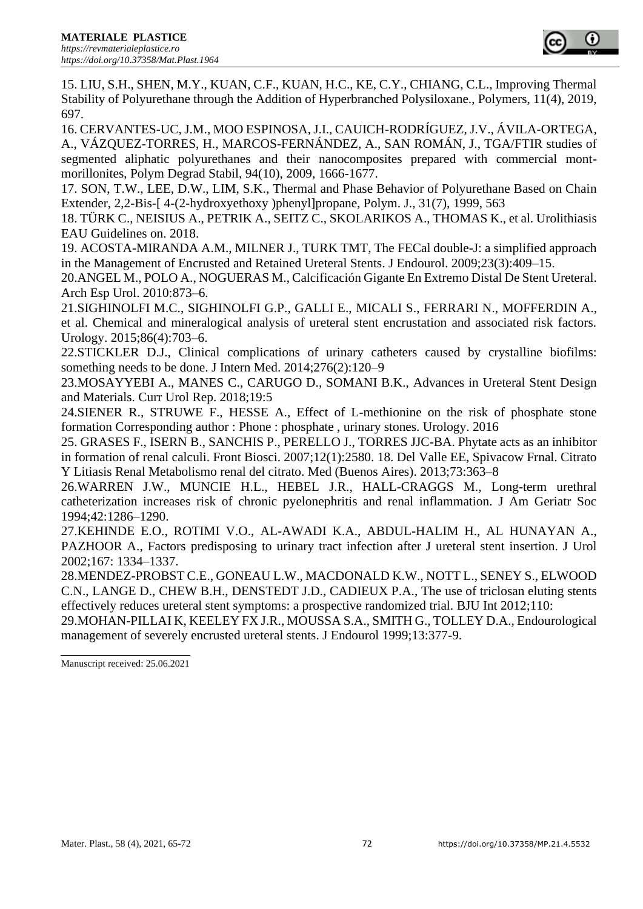15. LIU, S.H., SHEN, M.Y., KUAN, C.F., KUAN, H.C., KE, C.Y., CHIANG, C.L., Improving Thermal Stability of Polyurethane through the Addition of Hyperbranched Polysiloxane., Polymers, 11(4), 2019, 697.

16. CERVANTES-UC, J.M., MOO ESPINOSA, J.I., CAUICH-RODRÍGUEZ, J.V., ÁVILA-ORTEGA, A., VÁZQUEZ-TORRES, H., MARCOS-FERNÁNDEZ, A., SAN ROMÁN, J., TGA/FTIR studies of segmented aliphatic polyurethanes and their nanocomposites prepared with commercial montmorillonites, Polym Degrad Stabil, 94(10), 2009, 1666-1677.

17. SON, T.W., LEE, D.W., LIM, S.K., Thermal and Phase Behavior of Polyurethane Based on Chain Extender, 2,2-Bis-[ 4-(2-hydroxyethoxy )phenyl]propane, Polym. J., 31(7), 1999, 563

18. TÜRK C., NEISIUS A., PETRIK A., SEITZ C., SKOLARIKOS A., THOMAS K., et al. Urolithiasis EAU Guidelines on. 2018.

19. ACOSTA-MIRANDA A.M., MILNER J., TURK TMT, The FECal double-J: a simplified approach in the Management of Encrusted and Retained Ureteral Stents. J Endourol. 2009;23(3):409–15.

20.ANGEL M., POLO A., NOGUERAS M., Calcificación Gigante En Extremo Distal De Stent Ureteral. Arch Esp Urol. 2010:873–6.

21.SIGHINOLFI M.C., SIGHINOLFI G.P., GALLI E., MICALI S., FERRARI N., MOFFERDIN A., et al. Chemical and mineralogical analysis of ureteral stent encrustation and associated risk factors. Urology. 2015;86(4):703–6.

22.STICKLER D.J., Clinical complications of urinary catheters caused by crystalline biofilms: something needs to be done. J Intern Med. 2014;276(2):120–9

23.MOSAYYEBI A., MANES C., CARUGO D., SOMANI B.K., Advances in Ureteral Stent Design and Materials. Curr Urol Rep. 2018;19:5

24.SIENER R., STRUWE F., HESSE A., Effect of L-methionine on the risk of phosphate stone formation Corresponding author : Phone : phosphate , urinary stones. Urology. 2016

25. GRASES F., ISERN B., SANCHIS P., PERELLO J., TORRES JJC-BA. Phytate acts as an inhibitor in formation of renal calculi. Front Biosci. 2007;12(1):2580. 18. Del Valle EE, Spivacow Frnal. Citrato Y Litiasis Renal Metabolismo renal del citrato. Med (Buenos Aires). 2013;73:363–8

26.WARREN J.W., MUNCIE H.L., HEBEL J.R., HALL-CRAGGS M., Long-term urethral catheterization increases risk of chronic pyelonephritis and renal inflammation. J Am Geriatr Soc 1994;42:1286–1290.

27.KEHINDE E.O., ROTIMI V.O., AL-AWADI K.A., ABDUL-HALIM H., AL HUNAYAN A., PAZHOOR A., Factors predisposing to urinary tract infection after J ureteral stent insertion. J Urol 2002;167: 1334–1337.

28.MENDEZ-PROBST C.E., GONEAU L.W., MACDONALD K.W., NOTT L., SENEY S., ELWOOD C.N., LANGE D., CHEW B.H., DENSTEDT J.D., CADIEUX P.A., The use of triclosan eluting stents effectively reduces ureteral stent symptoms: a prospective randomized trial. BJU Int 2012;110:

29.MOHAN-PILLAI K, KEELEY FX J.R., MOUSSA S.A., SMITH G., TOLLEY D.A., Endourological management of severely encrusted ureteral stents. J Endourol 1999;13:377-9.

Manuscript received: 25.06.2021